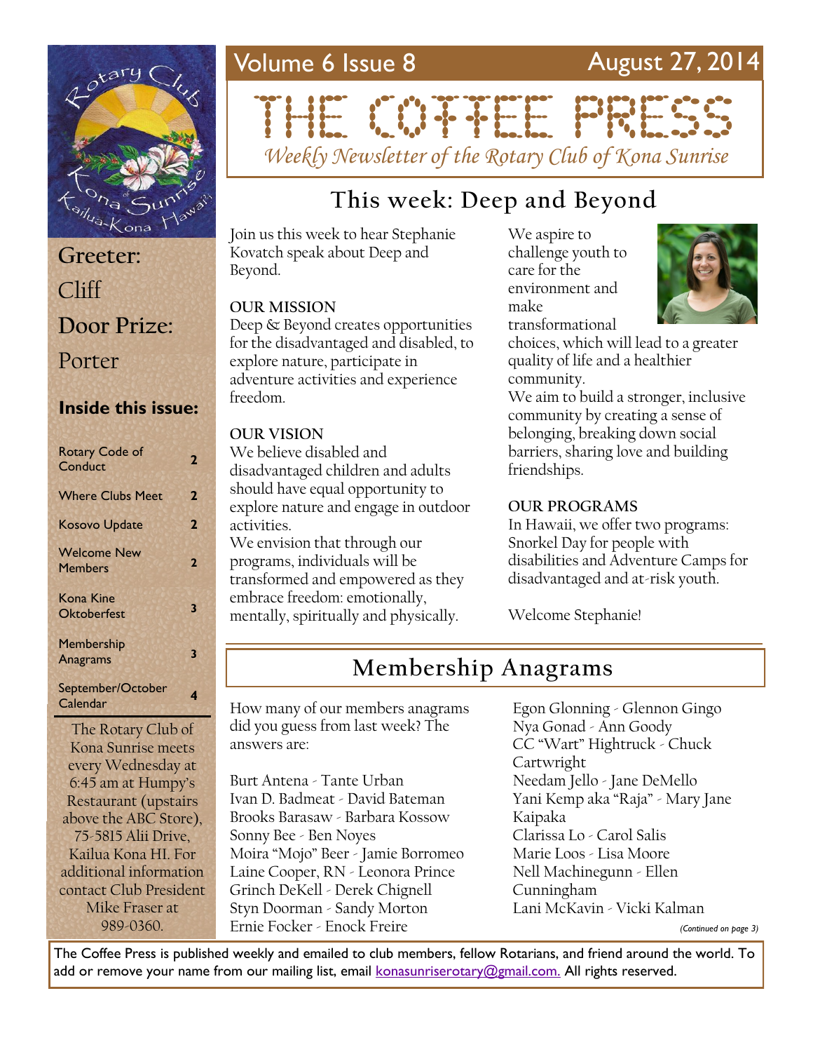Volume 6 Issue 8 — August 27, 2014

# THE COFFEE PRESS

*Weekly Newsletter of the Rotary Club of Kona Sunrise*

**Greeter:** Cliff

**Door Prize:** Porter

### Inside this issue:

| | |
|---|---|
| Rotary Code of Conduct | 2 |
| Where Clubs Meet | 2 |
| Kosovo Update | 2 |
| Welcome New Members | 2 |
| Kona Kine Oktoberfest | 3 |
| Membership Anagrams | 3 |
| September/October Calendar | 4 |

The Rotary Club of Kona Sunrise meets every Wednesday at 6:45 am at Humpy's Restaurant (upstairs above the ABC Store), 75-5815 Alii Drive, Kailua Kona HI. For additional information contact Club President Mike Fraser at 989-0360.

## This week: Deep and Beyond

Join us this week to hear Stephanie Kovatch speak about Deep and Beyond.

**OUR MISSION**

Deep & Beyond creates opportunities for the disadvantaged and disabled, to explore nature, participate in adventure activities and experience freedom.

**OUR VISION**

We believe disabled and disadvantaged children and adults should have equal opportunity to explore nature and engage in outdoor activities.

We envision that through our programs, individuals will be transformed and empowered as they embrace freedom: emotionally, mentally, spiritually and physically.

We aspire to challenge youth to care for the environment and make transformational choices, which will lead to a greater quality of life and a healthier community.

We aim to build a stronger, inclusive community by creating a sense of belonging, breaking down social barriers, sharing love and building friendships.

**OUR PROGRAMS**

In Hawaii, we offer two programs: Snorkel Day for people with disabilities and Adventure Camps for disadvantaged and at-risk youth.

Welcome Stephanie!

## Membership Anagrams

How many of our members anagrams did you guess from last week? The answers are:

Burt Antena - Tante Urban
Ivan D. Badmeat - David Bateman
Brooks Barasaw - Barbara Kossow
Sonny Bee - Ben Noyes
Moira "Mojo" Beer - Jamie Borromeo
Laine Cooper, RN - Leonora Prince
Grinch DeKell - Derek Chignell
Styn Doorman - Sandy Morton
Ernie Focker - Enock Freire
Egon Glonning - Glennon Gingo
Nya Gonad - Ann Goody
CC "Wart" Hightruck - Chuck Cartwright
Needam Jello - Jane DeMello
Yani Kemp aka "Raja" - Mary Jane Kaipaka
Clarissa Lo - Carol Salis
Marie Loos - Lisa Moore
Nell Machinegunn - Ellen Cunningham
Lani McKavin - Vicki Kalman

*(Continued on page 3)*

The Coffee Press is published weekly and emailed to club members, fellow Rotarians, and friend around the world. To add or remove your name from our mailing list, email konasunriserotary@gmail.com. All rights reserved.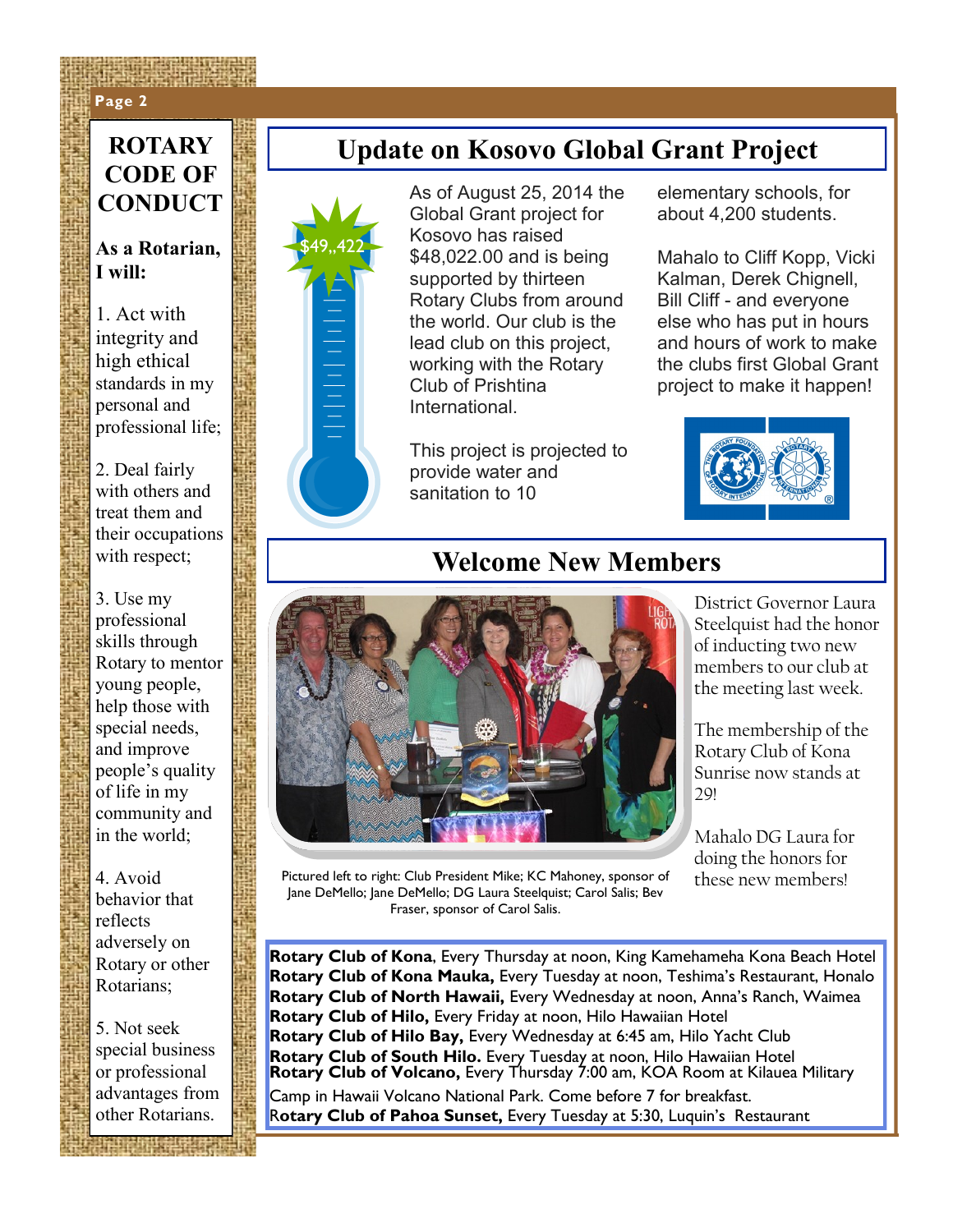## ROTARY CODE OF CONDUCT

**As a Rotarian, I will:**

1. Act with integrity and high ethical standards in my personal and professional life;

2. Deal fairly with others and treat them and their occupations with respect;

3. Use my professional skills through Rotary to mentor young people, help those with special needs, and improve people's quality of life in my community and in the world;

4. Avoid behavior that reflects adversely on Rotary or other Rotarians;

5. Not seek special business or professional advantages from other Rotarians.

# Update on Kosovo Global Grant Project

$49,,422

As of August 25, 2014 the Global Grant project for Kosovo has raised $48,022.00 and is being supported by thirteen Rotary Clubs from around the world. Our club is the lead club on this project, working with the Rotary Club of Prishtina International.

This project is projected to provide water and sanitation to 10 elementary schools, for about 4,200 students.

Mahalo to Cliff Kopp, Vicki Kalman, Derek Chignell, Bill Cliff - and everyone else who has put in hours and hours of work to make the clubs first Global Grant project to make it happen!

# Welcome New Members

Pictured left to right: Club President Mike; KC Mahoney, sponsor of Jane DeMello; Jane DeMello; DG Laura Steelquist; Carol Salis; Bev Fraser, sponsor of Carol Salis.

District Governor Laura Steelquist had the honor of inducting two new members to our club at the meeting last week.

The membership of the Rotary Club of Kona Sunrise now stands at 29!

Mahalo DG Laura for doing the honors for these new members!

**Rotary Club of Kona**, Every Thursday at noon, King Kamehameha Kona Beach Hotel
**Rotary Club of Kona Mauka,** Every Tuesday at noon, Teshima's Restaurant, Honalo
**Rotary Club of North Hawaii,** Every Wednesday at noon, Anna's Ranch, Waimea
**Rotary Club of Hilo,** Every Friday at noon, Hilo Hawaiian Hotel
**Rotary Club of Hilo Bay,** Every Wednesday at 6:45 am, Hilo Yacht Club
**Rotary Club of South Hilo.** Every Tuesday at noon, Hilo Hawaiian Hotel
**Rotary Club of Volcano,** Every Thursday 7:00 am, KOA Room at Kilauea Military Camp in Hawaii Volcano National Park. Come before 7 for breakfast.
**Rotary Club of Pahoa Sunset,** Every Tuesday at 5:30, Luquin's Restaurant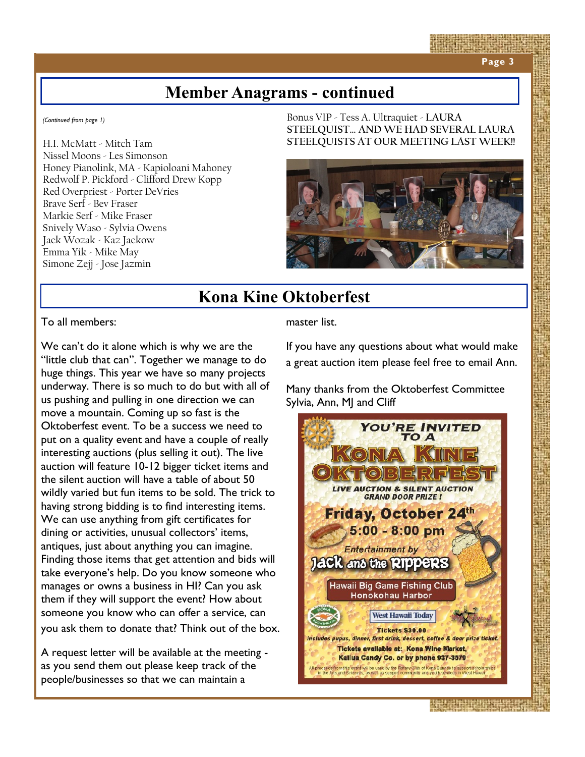# Member Anagrams - continued

*(Continued from page 1)*

H.I. McMatt - Mitch Tam
Nissel Moons - Les Simonson
Honey Pianolink, MA - Kapioloani Mahoney
Redwolf P. Pickford - Clifford Drew Kopp
Red Overpriest - Porter DeVries
Brave Serf - Bev Fraser
Markie Serf - Mike Fraser
Snively Waso - Sylvia Owens
Jack Wozak - Kaz Jackow
Emma Yik - Mike May
Simone Zejj - Jose Jazmin

Bonus VIP - Tess A. Ultraquiet - **LAURA STEELQUIST… AND WE HAD SEVERAL LAURA STEELQUISTS AT OUR MEETING LAST WEEK!!**

# Kona Kine Oktoberfest

To all members:

We can't do it alone which is why we are the "little club that can". Together we manage to do huge things. This year we have so many projects underway. There is so much to do but with all of us pushing and pulling in one direction we can move a mountain. Coming up so fast is the Oktoberfest event. To be a success we need to put on a quality event and have a couple of really interesting auctions (plus selling it out). The live auction will feature 10-12 bigger ticket items and the silent auction will have a table of about 50 wildly varied but fun items to be sold. The trick to having strong bidding is to find interesting items. We can use anything from gift certificates for dining or activities, unusual collectors' items, antiques, just about anything you can imagine. Finding those items that get attention and bids will take everyone's help. Do you know someone who manages or owns a business in HI? Can you ask them if they will support the event? How about someone you know who can offer a service, can you ask them to donate that? Think out of the box.

A request letter will be available at the meeting - as you send them out please keep track of the people/businesses so that we can maintain a master list.

If you have any questions about what would make a great auction item please feel free to email Ann.

Many thanks from the Oktoberfest Committee
Sylvia, Ann, MJ and Cliff

**YOU'RE INVITED TO A KONA KINE OKTOBERFEST**

LIVE AUCTION & SILENT AUCTION
GRAND DOOR PRIZE !

**Friday, October 24th**
**5:00 - 8:00 pm**

Entertainment by
**Jack and the Rippers**

Hawaii Big Game Fishing Club
Honokohau Harbor

West Hawaii Today

Tickets $30.00
Includes pupus, dinner, first drink, dessert, coffee & door prize ticket.

Tickets available at: Kona Wine Market, Kailua Candy Co. or by phone 937-3579

All proceeds from this event will be used by the Rotary Club of Kona Sunrise to support scholarships in the Arts and Sciences, as well as support community and youth services in West Hawaii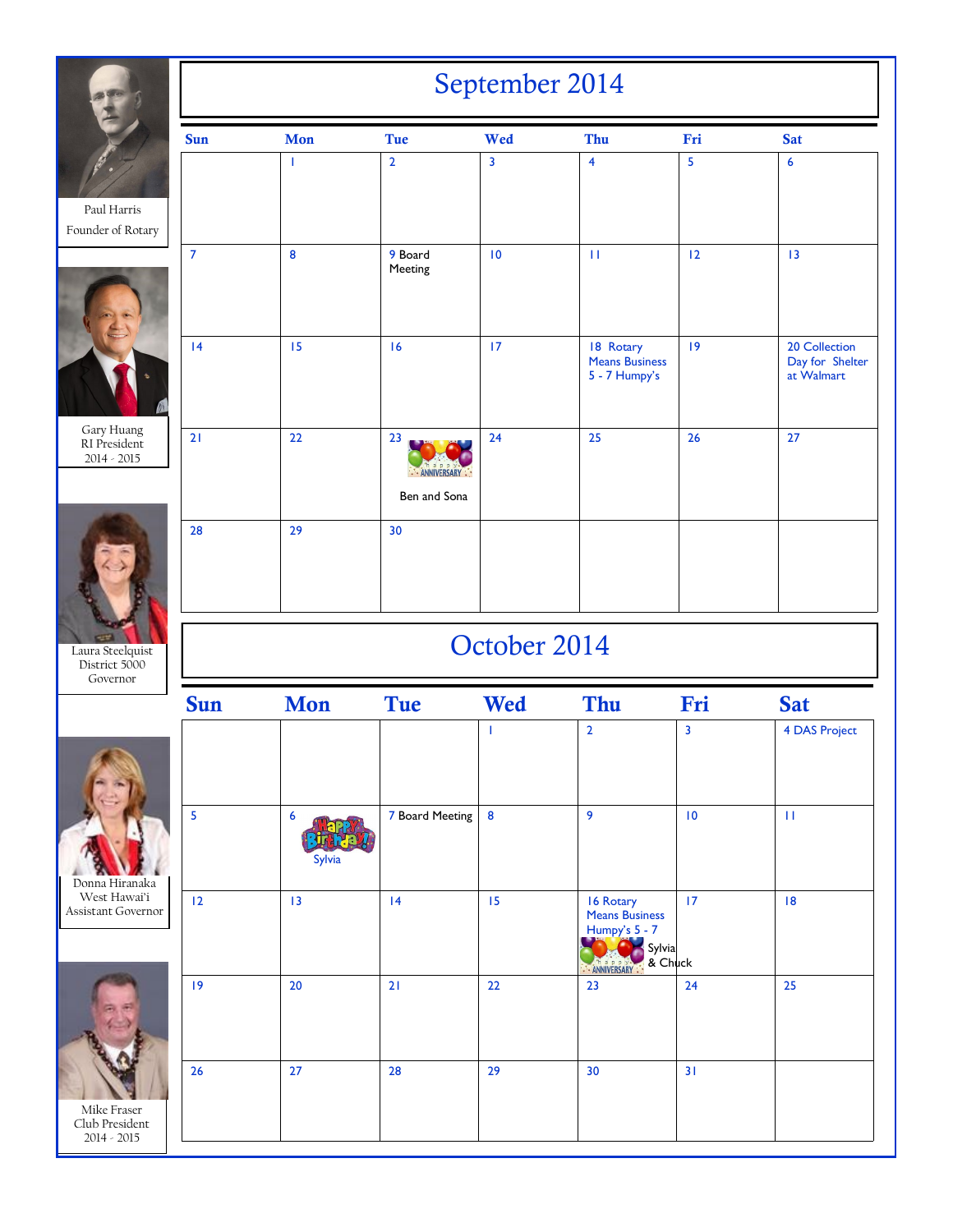Paul Harris
Founder of Rotary

Gary Huang
RI President
2014 - 2015

Laura Steelquist
District 5000
Governor

Donna Hiranaka
West Hawai'i
Assistant Governor

Mike Fraser
Club President
2014 - 2015

# September 2014

| Sun | Mon | Tue | Wed | Thu | Fri | Sat |
|---|---|---|---|---|---|---|
| | 1 | 2 | 3 | 4 | 5 | 6 |
| 7 | 8 | 9 Board Meeting | 10 | 11 | 12 | 13 |
| 14 | 15 | 16 | 17 | 18 Rotary Means Business 5 - 7 Humpy's | 19 | 20 Collection Day for Shelter at Walmart |
| 21 | 22 | 23 happy ANNIVERSARY Ben and Sona | 24 | 25 | 26 | 27 |
| 28 | 29 | 30 | | | | |

# October 2014

| Sun | Mon | Tue | Wed | Thu | Fri | Sat |
|---|---|---|---|---|---|---|
| | | | 1 | 2 | 3 | 4 DAS Project |
| 5 | 6 Happy Birthday! Sylvia | 7 Board Meeting | 8 | 9 | 10 | 11 |
| 12 | 13 | 14 | 15 | 16 Rotary Means Business Humpy's 5 - 7 happy ANNIVERSARY Sylvia & Chuck | 17 | 18 |
| 19 | 20 | 21 | 22 | 23 | 24 | 25 |
| 26 | 27 | 28 | 29 | 30 | 31 | |